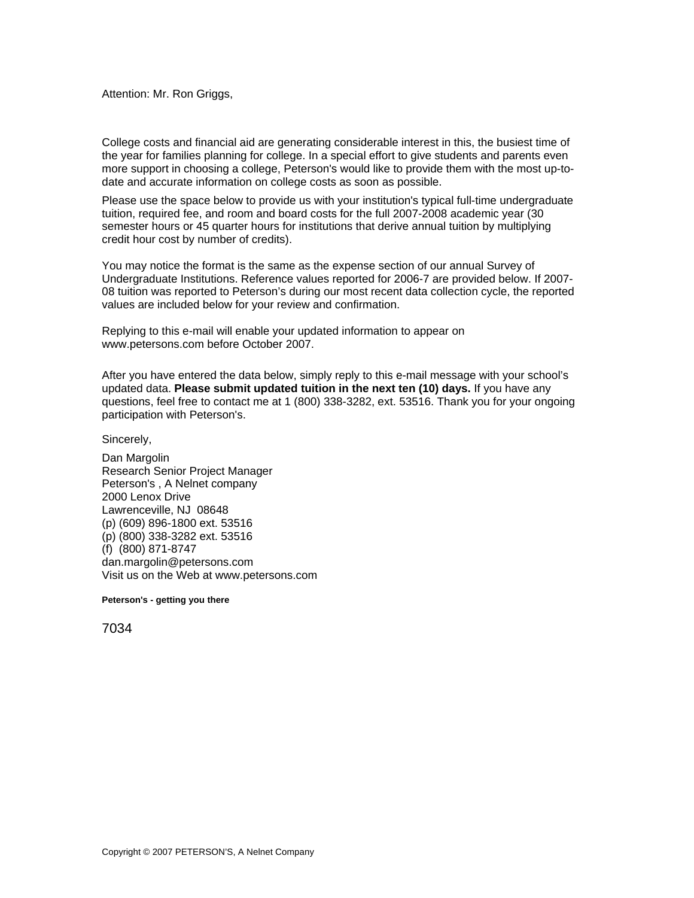Attention: Mr. Ron Griggs,

College costs and financial aid are generating considerable interest in this, the busiest time of the year for families planning for college. In a special effort to give students and parents even more support in choosing a college, Peterson's would like to provide them with the most up-to-date and accurate information on college costs as soon as possible.

Please use the space below to provide us with your institution's typical full-time undergraduate tuition, required fee, and room and board costs for the full 2007-2008 academic year (30 semester hours or 45 quarter hours for institutions that derive annual tuition by multiplying credit hour cost by number of credits).

You may notice the format is the same as the expense section of our annual Survey of Undergraduate Institutions. Reference values reported for 2006-7 are provided below. If 2007-08 tuition was reported to Peterson's during our most recent data collection cycle, the reported values are included below for your review and confirmation.

Replying to this e-mail will enable your updated information to appear on www.petersons.com before October 2007.

After you have entered the data below, simply reply to this e-mail message with your school's updated data. **Please submit updated tuition in the next ten (10) days.** If you have any questions, feel free to contact me at 1 (800) 338-3282, ext. 53516. Thank you for your ongoing participation with Peterson's.

Sincerely,

Dan Margolin
Research Senior Project Manager
Peterson's , A Nelnet company
2000 Lenox Drive
Lawrenceville, NJ 08648
(p) (609) 896-1800 ext. 53516
(p) (800) 338-3282 ext. 53516
(f) (800) 871-8747
dan.margolin@petersons.com
Visit us on the Web at www.petersons.com

**Peterson's - getting you there**

7034

Copyright © 2007 PETERSON'S, A Nelnet Company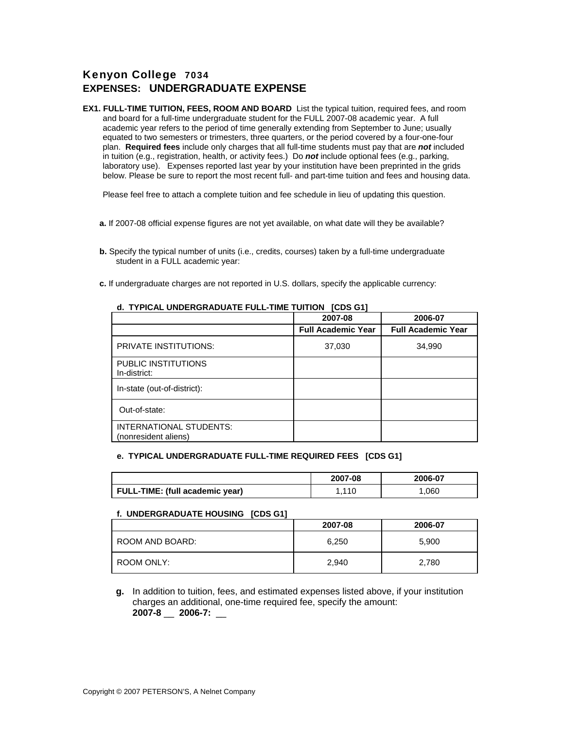# Kenyon College 7034

## EXPENSES: UNDERGRADUATE EXPENSE

**EX1. FULL-TIME TUITION, FEES, ROOM AND BOARD** List the typical tuition, required fees, and room and board for a full-time undergraduate student for the FULL 2007-08 academic year. A full academic year refers to the period of time generally extending from September to June; usually equated to two semesters or trimesters, three quarters, or the period covered by a four-one-four plan. **Required fees** include only charges that all full-time students must pay that are ***not*** included in tuition (e.g., registration, health, or activity fees.) Do ***not*** include optional fees (e.g., parking, laboratory use). Expenses reported last year by your institution have been preprinted in the grids below. Please be sure to report the most recent full- and part-time tuition and fees and housing data.

Please feel free to attach a complete tuition and fee schedule in lieu of updating this question.

**a.** If 2007-08 official expense figures are not yet available, on what date will they be available?

**b.** Specify the typical number of units (i.e., credits, courses) taken by a full-time undergraduate student in a FULL academic year:

**c.** If undergraduate charges are not reported in U.S. dollars, specify the applicable currency:

**d. TYPICAL UNDERGRADUATE FULL-TIME TUITION [CDS G1]**

| | 2007-08 | 2006-07 |
|---|---|---|
| | **Full Academic Year** | **Full Academic Year** |
| PRIVATE INSTITUTIONS: | 37,030 | 34,990 |
| PUBLIC INSTITUTIONS In-district: | | |
| In-state (out-of-district): | | |
| Out-of-state: | | |
| INTERNATIONAL STUDENTS: (nonresident aliens) | | |

**e. TYPICAL UNDERGRADUATE FULL-TIME REQUIRED FEES [CDS G1]**

| | 2007-08 | 2006-07 |
|---|---|---|
| **FULL-TIME: (full academic year)** | 1,110 | 1,060 |

**f. UNDERGRADUATE HOUSING [CDS G1]**

| | 2007-08 | 2006-07 |
|---|---|---|
| ROOM AND BOARD: | 6,250 | 5,900 |
| ROOM ONLY: | 2,940 | 2,780 |

**g.** In addition to tuition, fees, and estimated expenses listed above, if your institution charges an additional, one-time required fee, specify the amount:
**2007-8 __ 2006-7: __**

Copyright © 2007 PETERSON'S, A Nelnet Company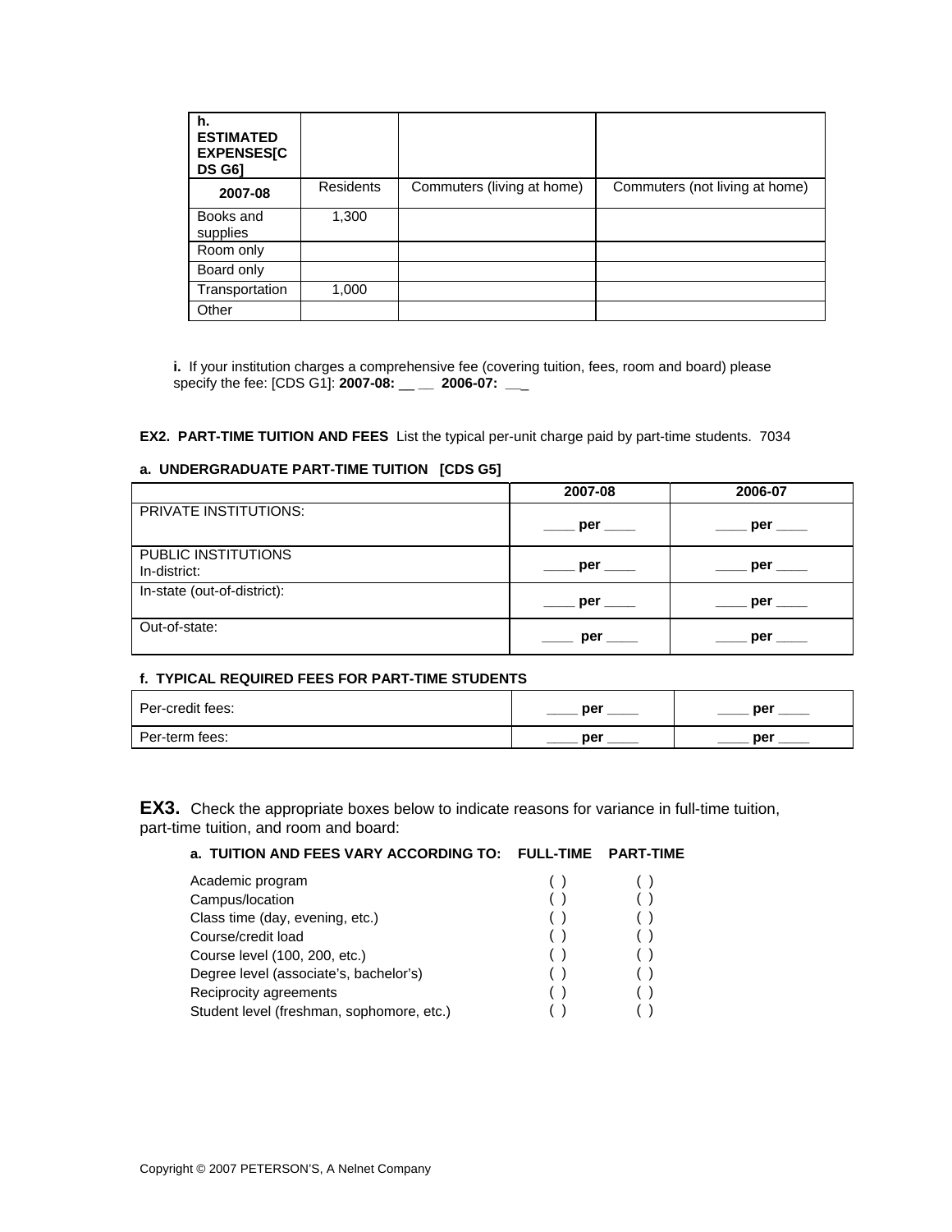| h. ESTIMATED EXPENSES[CDS G6] | | | |
|---|---|---|---|
| **2007-08** | Residents | Commuters (living at home) | Commuters (not living at home) |
| Books and supplies | 1,300 | | |
| Room only | | | |
| Board only | | | |
| Transportation | 1,000 | | |
| Other | | | |

**i.** If your institution charges a comprehensive fee (covering tuition, fees, room and board) please specify the fee: [CDS G1]: **2007-08: __ __ 2006-07: __**

**EX2. PART-TIME TUITION AND FEES** List the typical per-unit charge paid by part-time students. 7034

**a. UNDERGRADUATE PART-TIME TUITION [CDS G5]**

| | 2007-08 | 2006-07 |
|---|---|---|
| PRIVATE INSTITUTIONS: | ____ per ____ | ____ per ____ |
| PUBLIC INSTITUTIONS In-district: | ____ per ____ | ____ per ____ |
| In-state (out-of-district): | ____ per ____ | ____ per ____ |
| Out-of-state: | ____ per ____ | ____ per ____ |

**f. TYPICAL REQUIRED FEES FOR PART-TIME STUDENTS**

| | | |
|---|---|---|
| Per-credit fees: | ____ per ____ | ____ per ____ |
| Per-term fees: | ____ per ____ | ____ per ____ |

**EX3.** Check the appropriate boxes below to indicate reasons for variance in full-time tuition, part-time tuition, and room and board:

**a. TUITION AND FEES VARY ACCORDING TO:**

| | FULL-TIME | PART-TIME |
|---|---|---|
| Academic program | ( ) | ( ) |
| Campus/location | ( ) | ( ) |
| Class time (day, evening, etc.) | ( ) | ( ) |
| Course/credit load | ( ) | ( ) |
| Course level (100, 200, etc.) | ( ) | ( ) |
| Degree level (associate's, bachelor's) | ( ) | ( ) |
| Reciprocity agreements | ( ) | ( ) |
| Student level (freshman, sophomore, etc.) | ( ) | ( ) |

Copyright © 2007 PETERSON'S, A Nelnet Company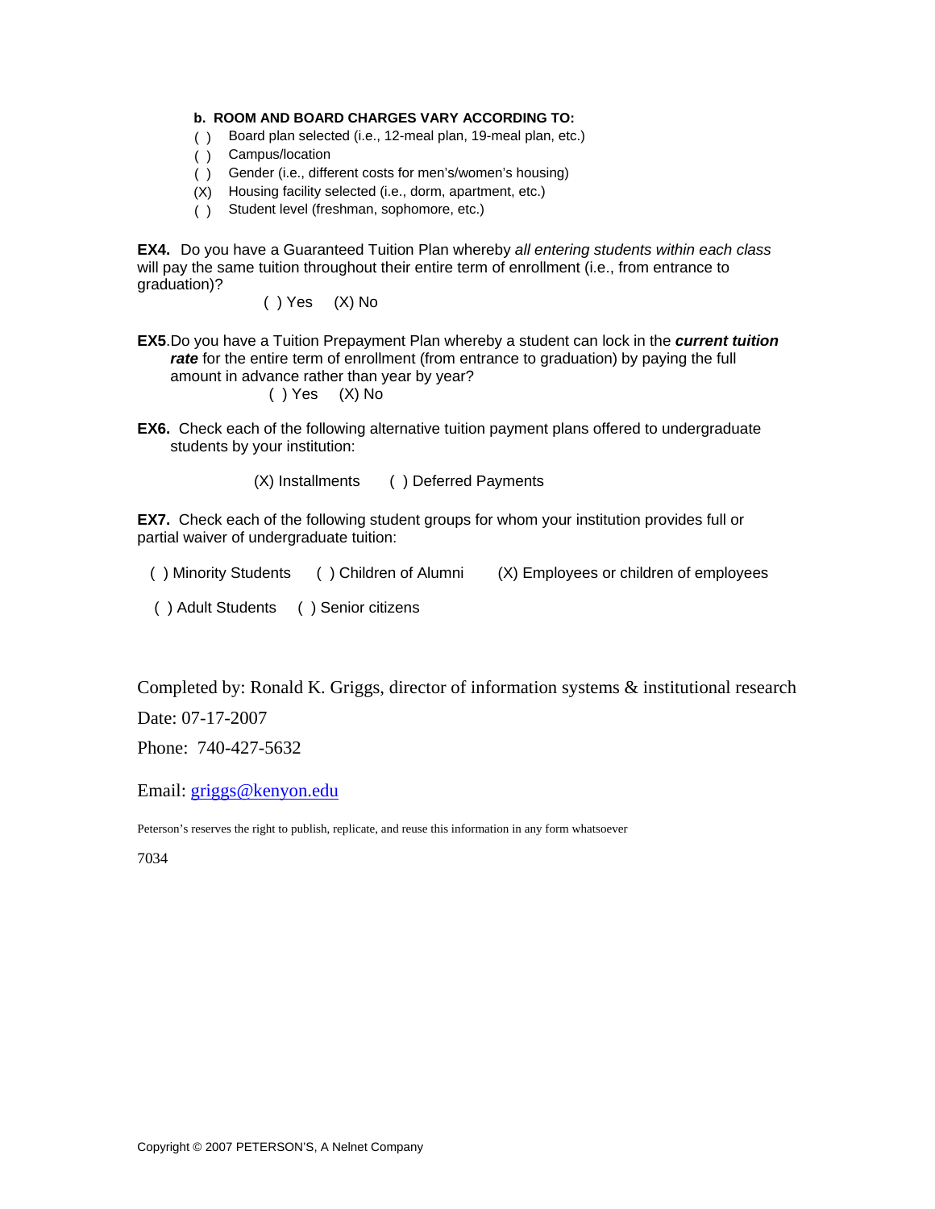**b. ROOM AND BOARD CHARGES VARY ACCORDING TO:**

( ) Board plan selected (i.e., 12-meal plan, 19-meal plan, etc.)
( ) Campus/location
( ) Gender (i.e., different costs for men's/women's housing)
(X) Housing facility selected (i.e., dorm, apartment, etc.)
( ) Student level (freshman, sophomore, etc.)

**EX4.** Do you have a Guaranteed Tuition Plan whereby *all entering students within each class* will pay the same tuition throughout their entire term of enrollment (i.e., from entrance to graduation)?

( ) Yes (X) No

**EX5**.Do you have a Tuition Prepayment Plan whereby a student can lock in the ***current tuition rate*** for the entire term of enrollment (from entrance to graduation) by paying the full amount in advance rather than year by year?

( ) Yes (X) No

**EX6.** Check each of the following alternative tuition payment plans offered to undergraduate students by your institution:

(X) Installments ( ) Deferred Payments

**EX7.** Check each of the following student groups for whom your institution provides full or partial waiver of undergraduate tuition:

( ) Minority Students ( ) Children of Alumni (X) Employees or children of employees

( ) Adult Students ( ) Senior citizens

Completed by: Ronald K. Griggs, director of information systems & institutional research

Date: 07-17-2007

Phone: 740-427-5632

Email: griggs@kenyon.edu

Peterson's reserves the right to publish, replicate, and reuse this information in any form whatsoever

7034

Copyright © 2007 PETERSON'S, A Nelnet Company